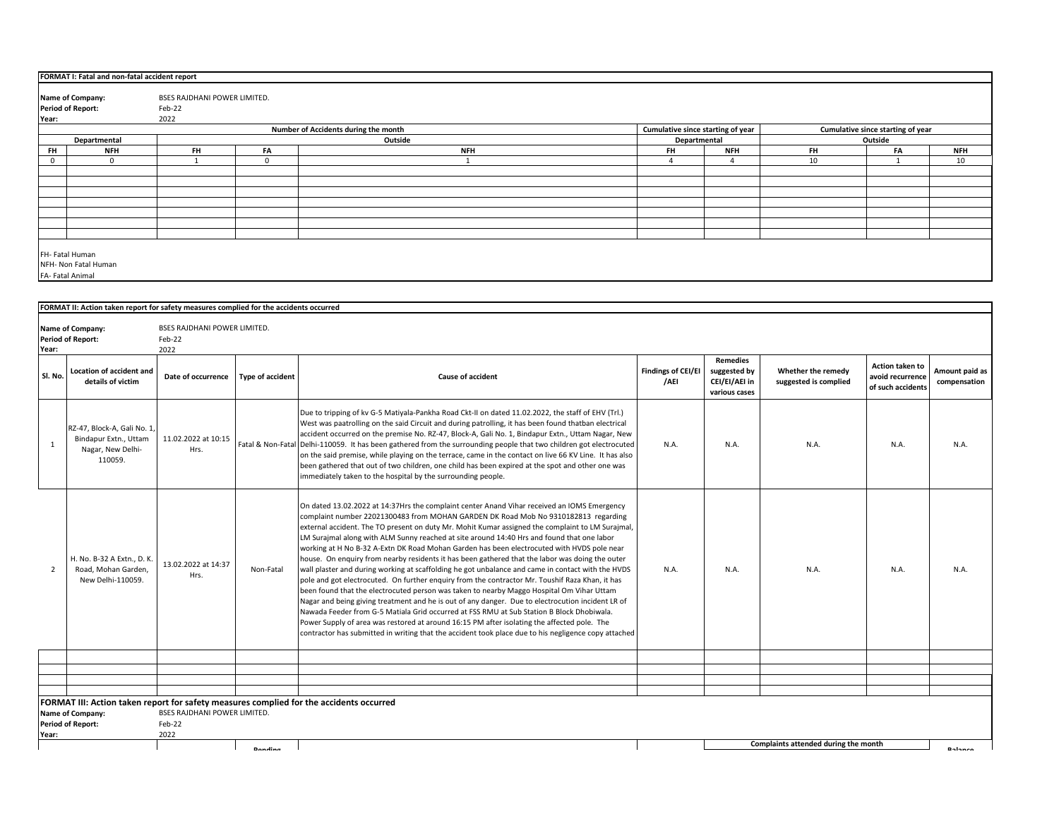**FORMAT I: Fatal and non-fatal accident report**

**Name of Company:** BSES RAJDHANI POWER LIMITED.
**Period of Report:** Feb-22
**Year:** 2022

| Number of Accidents during the month | | | | | Cumulative since starting of year | | Cumulative since starting of year | | |
|---|---|---|---|---|---|---|---|---|---|
| Departmental | | Outside | | | Departmental | | Outside | | |
| FH | NFH | FH | FA | NFH | FH | NFH | FH | FA | NFH |
| 0 | 0 | 1 | 0 | 1 | 4 | 4 | 10 | 1 | 10 |
| | | | | | | | | | |
| | | | | | | | | | |
| | | | | | | | | | |
| | | | | | | | | | |
| | | | | | | | | | |
| | | | | | | | | | |
| | | | | | | | | | |

FH- Fatal Human
NFH- Non Fatal Human
FA- Fatal Animal

**FORMAT II: Action taken report for safety measures complied for the accidents occurred**

**Name of Company:** BSES RAJDHANI POWER LIMITED.
**Period of Report:** Feb-22
**Year:** 2022

| Sl. No. | Location of accident and details of victim | Date of occurrence | Type of accident | Cause of accident | Findings of CEI/EI /AEI | Remedies suggested by CEI/EI/AEI in various cases | Whether the remedy suggested is complied | Action taken to avoid recurrence of such accidents | Amount paid as compensation |
|---|---|---|---|---|---|---|---|---|---|
| 1 | RZ-47, Block-A, Gali No. 1, Bindapur Extn., Uttam Nagar, New Delhi-110059. | 11.02.2022 at 10:15 Hrs. | Fatal & Non-Fatal | Due to tripping of kv G-5 Matiyala-Pankha Road Ckt-II on dated 11.02.2022, the staff of EHV (Trl.) West was paatrolling on the said Circuit and during patrolling, it has been found thatban electrical accident occurred on the premise No. RZ-47, Block-A, Gali No. 1, Bindapur Extn., Uttam Nagar, New Delhi-110059. It has been gathered from the surrounding people that two children got electrocuted on the said premise, while playing on the terrace, came in the contact on live 66 KV Line. It has also been gathered that out of two children, one child has been expired at the spot and other one was immediately taken to the hospital by the surrounding people. | N.A. | N.A. | N.A. | N.A. | N.A. |
| 2 | H. No. B-32 A Extn., D. K. Road, Mohan Garden, New Delhi-110059. | 13.02.2022 at 14:37 Hrs. | Non-Fatal | On dated 13.02.2022 at 14:37Hrs the complaint center Anand Vihar received an IOMS Emergency complaint number 22021300483 from MOHAN GARDEN DK Road Mob No 9310182813 regarding external accident. The TO present on duty Mr. Mohit Kumar assigned the complaint to LM Surajmal, LM Surajmal along with ALM Sunny reached at site around 14:40 Hrs and found that one labor working at H No B-32 A-Extn DK Road Mohan Garden has been electrocuted with HVDS pole near house. On enquiry from nearby residents it has been gathered that the labor was doing the outer wall plaster and during working at scaffolding he got unbalance and came in contact with the HVDS pole and got electrocuted. On further enquiry from the contractor Mr. Toushif Raza Khan, it has been found that the electrocuted person was taken to nearby Maggo Hospital Om Vihar Uttam Nagar and being giving treatment and he is out of any danger. Due to electrocution incident LR of Nawada Feeder from G-5 Matiala Grid occurred at FSS RMU at Sub Station B Block Dhobiwala. Power Supply of area was restored at around 16:15 PM after isolating the affected pole. The contractor has submitted in writing that the accident took place due to his negligence copy attached | N.A. | N.A. | N.A. | N.A. | N.A. |
| | | | | | | | | | |
| | | | | | | | | | |
| | | | | | | | | | |
| | | | | | | | | | |

**FORMAT III: Action taken report for safety measures complied for the accidents occurred**

**Name of Company:** BSES RAJDHANI POWER LIMITED.
**Period of Report:** Feb-22
**Year:** 2022

| | | Pending | | | Complaints attended during the month | | | Balance |
|---|---|---|---|---|---|---|---|---|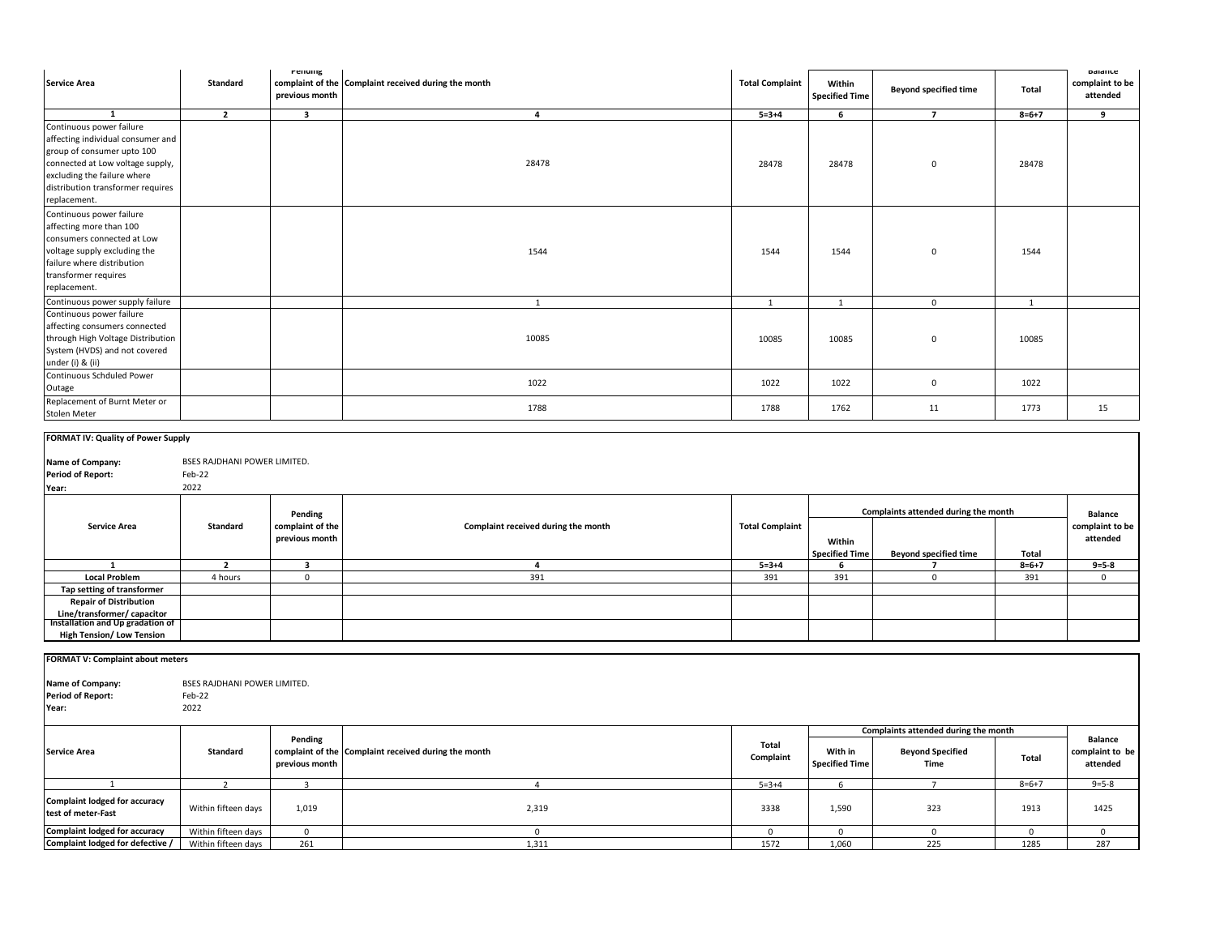| Service Area | Standard | Pending complaint of the previous month | Complaint received during the month | Total Complaint | Within Specified Time | Beyond specified time | Total | Balance complaint to be attended |
|---|---|---|---|---|---|---|---|---|
| 1 | 2 | 3 | 4 | 5=3+4 | 6 | 7 | 8=6+7 | 9 |
| Continuous power failure affecting individual consumer and group of consumer upto 100 connected at Low voltage supply, excluding the failure where distribution transformer requires replacement. | | | 28478 | 28478 | 28478 | 0 | 28478 | |
| Continuous power failure affecting more than 100 consumers connected at Low voltage supply excluding the failure where distribution transformer requires replacement. | | | 1544 | 1544 | 1544 | 0 | 1544 | |
| Continuous power supply failure | | | 1 | 1 | 1 | 0 | 1 | |
| Continuous power failure affecting consumers connected through High Voltage Distribution System (HVDS) and not covered under (i) & (ii) | | | 10085 | 10085 | 10085 | 0 | 10085 | |
| Continuous Schduled Power Outage | | | 1022 | 1022 | 1022 | 0 | 1022 | |
| Replacement of Burnt Meter or Stolen Meter | | | 1788 | 1788 | 1762 | 11 | 1773 | 15 |

**FORMAT IV: Quality of Power Supply**

**Name of Company:** BSES RAJDHANI POWER LIMITED.
**Period of Report:** Feb-22
**Year:** 2022

| Service Area | Standard | Pending complaint of the previous month | Complaint received during the month | Total Complaint | Complaints attended during the month | | | Balance complaint to be attended |
|---|---|---|---|---|---|---|---|---|
| | | | | | Within Specified Time | Beyond specified time | Total | |
| 1 | 2 | 3 | 4 | 5=3+4 | 6 | 7 | 8=6+7 | 9=5-8 |
| Local Problem | 4 hours | 0 | 391 | 391 | 391 | 0 | 391 | 0 |
| Tap setting of transformer | | | | | | | | |
| Repair of Distribution Line/transformer/ capacitor | | | | | | | | |
| Installation and Up gradation of High Tension/ Low Tension | | | | | | | | |

**FORMAT V: Complaint about meters**

**Name of Company:** BSES RAJDHANI POWER LIMITED.
**Period of Report:** Feb-22
**Year:** 2022

| Service Area | Standard | Pending complaint of the previous month | Complaint received during the month | Total Complaint | Complaints attended during the month | | | Balance complaint to be attended |
|---|---|---|---|---|---|---|---|---|
| | | | | | With in Specified Time | Beyond Specified Time | Total | |
| 1 | 2 | 3 | 4 | 5=3+4 | 6 | 7 | 8=6+7 | 9=5-8 |
| Complaint lodged for accuracy test of meter-Fast | Within fifteen days | 1,019 | 2,319 | 3338 | 1,590 | 323 | 1913 | 1425 |
| Complaint lodged for accuracy | Within fifteen days | 0 | 0 | 0 | 0 | 0 | 0 | 0 |
| Complaint lodged for defective / | Within fifteen days | 261 | 1,311 | 1572 | 1,060 | 225 | 1285 | 287 |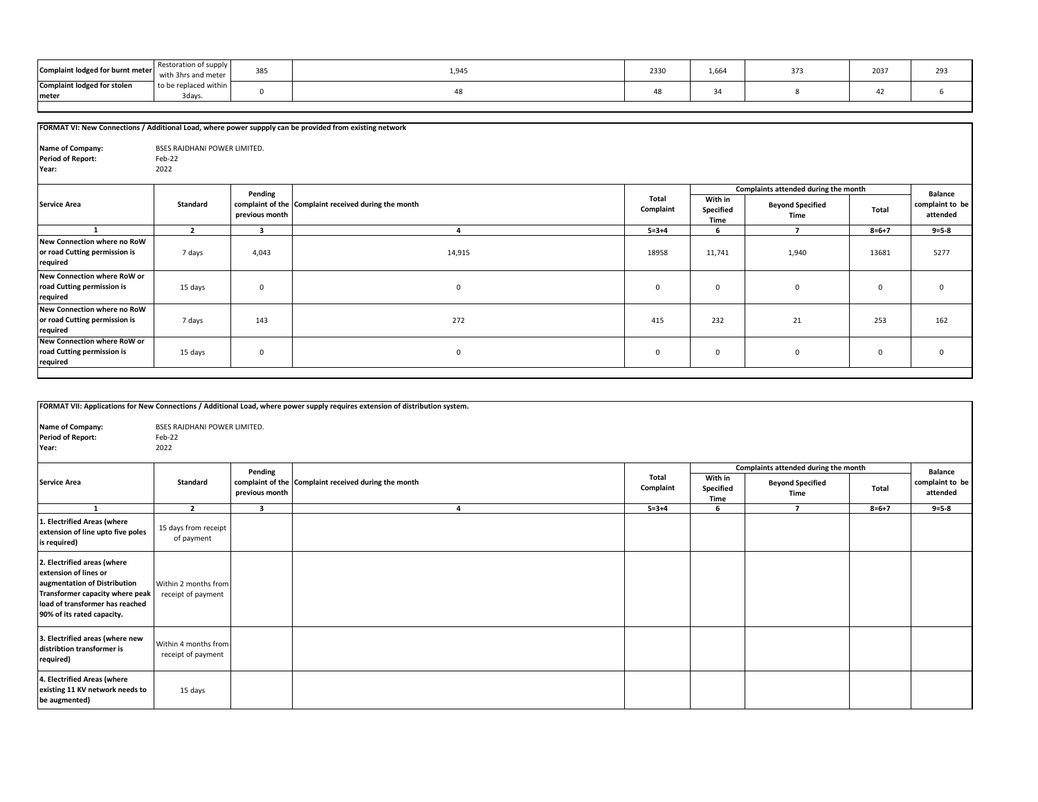| Complaint lodged for burnt meter | Restoration of supply with 3hrs and meter to be replaced within 3days. | 385 | 1,945 | 2330 | 1,664 | 373 | 2037 | 293 |
|---|---|---|---|---|---|---|---|---|
| Complaint lodged for stolen meter | | 0 | 48 | 48 | 34 | 8 | 42 | 6 |

**FORMAT VI: New Connections / Additional Load, where power suppply can be provided from existing network**

**Name of Company:** BSES RAJDHANI POWER LIMITED.
**Period of Report:** Feb-22
**Year:** 2022

| Service Area | Standard | Pending complaint of the previous month | Complaint received during the month | Total Complaint | Complaints attended during the month | | | Balance complaint to be attended |
|---|---|---|---|---|---|---|---|---|
| | | | | | With in Specified Time | Beyond Specified Time | Total | |
| 1 | 2 | 3 | 4 | 5=3+4 | 6 | 7 | 8=6+7 | 9=5-8 |
| New Connection where no RoW or road Cutting permission is required | 7 days | 4,043 | 14,915 | 18958 | 11,741 | 1,940 | 13681 | 5277 |
| New Connection where RoW or road Cutting permission is required | 15 days | 0 | 0 | 0 | 0 | 0 | 0 | 0 |
| New Connection where no RoW or road Cutting permission is required | 7 days | 143 | 272 | 415 | 232 | 21 | 253 | 162 |
| New Connection where RoW or road Cutting permission is required | 15 days | 0 | 0 | 0 | 0 | 0 | 0 | 0 |

**FORMAT VII: Applications for New Connections / Additional Load, where power supply requires extension of distribution system.**

**Name of Company:** BSES RAJDHANI POWER LIMITED.
**Period of Report:** Feb-22
**Year:** 2022

| Service Area | Standard | Pending complaint of the previous month | Complaint received during the month | Total Complaint | Complaints attended during the month | | | Balance complaint to be attended |
|---|---|---|---|---|---|---|---|---|
| | | | | | With in Specified Time | Beyond Specified Time | Total | |
| 1 | 2 | 3 | 4 | 5=3+4 | 6 | 7 | 8=6+7 | 9=5-8 |
| 1. Electrified Areas (where extension of line upto five poles is required) | 15 days from receipt of payment | | | | | | | |
| 2. Electrified areas (where extension of lines or augmentation of Distribution Transformer capacity where peak load of transformer has reached 90% of its rated capacity. | Within 2 months from receipt of payment | | | | | | | |
| 3. Electrified areas (where new distribtion transformer is required) | Within 4 months from receipt of payment | | | | | | | |
| 4. Electrified Areas (where existing 11 KV network needs to be augmented) | 15 days | | | | | | | |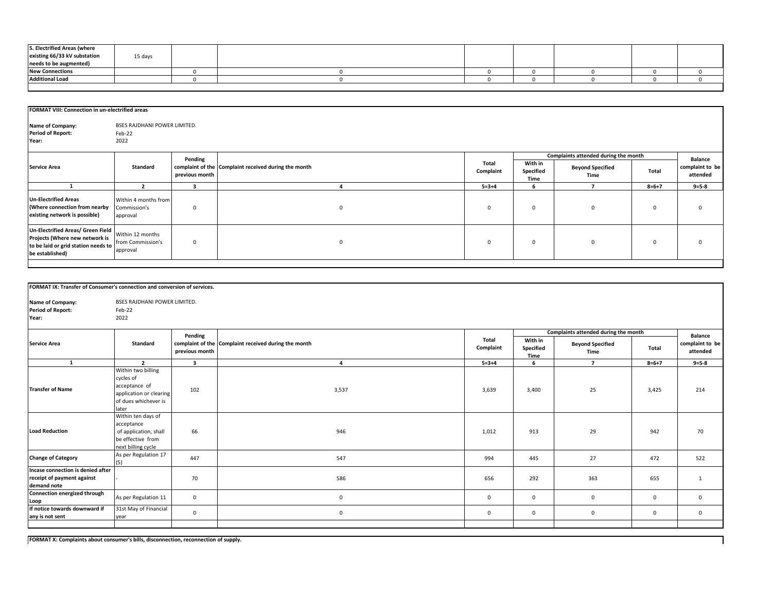| 5. Electrified Areas (where existing 66/33 kV substation needs to be augmented) | 15 days | | | | | | | |
|---|---|---|---|---|---|---|---|---|
| New Connections | | 0 | 0 | 0 | 0 | 0 | 0 | 0 |
| Additional Load | | 0 | 0 | 0 | 0 | 0 | 0 | 0 |

**FORMAT VIII: Connection in un-electrified areas**

**Name of Company:** BSES RAJDHANI POWER LIMITED.
**Period of Report:** Feb-22
**Year:** 2022

| Service Area | Standard | Pending complaint of the previous month | Complaint received during the month | Total Complaint | Complaints attended during the month | | | Balance complaint to be attended |
|---|---|---|---|---|---|---|---|---|
| | | | | | With in Specified Time | Beyond Specified Time | Total | |
| 1 | 2 | 3 | 4 | 5=3+4 | 6 | 7 | 8=6+7 | 9=5-8 |
| Un-Electrified Areas (Where connection from nearby existing network is possible) | Within 4 months from Commission's approval | 0 | 0 | 0 | 0 | 0 | 0 | 0 |
| Un-Electrified Areas/ Green Field Projects (Where new network is to be laid or grid station needs to be established) | Within 12 months from Commission's approval | 0 | 0 | 0 | 0 | 0 | 0 | 0 |

**FORMAT IX: Transfer of Consumer's connection and conversion of services.**

**Name of Company:** BSES RAJDHANI POWER LIMITED.
**Period of Report:** Feb-22
**Year:** 2022

| Service Area | Standard | Pending complaint of the previous month | Complaint received during the month | Total Complaint | Complaints attended during the month | | | Balance complaint to be attended |
|---|---|---|---|---|---|---|---|---|
| | | | | | With in Specified Time | Beyond Specified Time | Total | |
| 1 | 2 | 3 | 4 | 5=3+4 | 6 | 7 | 8=6+7 | 9=5-8 |
| Transfer of Name | Within two billing cycles of acceptance of application or clearing of dues whichever is later | 102 | 3,537 | 3,639 | 3,400 | 25 | 3,425 | 214 |
| Load Reduction | Within ten days of acceptance of application, shall be effective from next billing cycle | 66 | 946 | 1,012 | 913 | 29 | 942 | 70 |
| Change of Category | As per Regulation 17 (5) | 447 | 547 | 994 | 445 | 27 | 472 | 522 |
| Incase connection is denied after receipt of payment against demand note | - | 70 | 586 | 656 | 292 | 363 | 655 | 1 |
| Connection energized through Loop | As per Regulation 11 | 0 | 0 | 0 | 0 | 0 | 0 | 0 |
| If notice towards downward if any is not sent | 31st May of Financial year | 0 | 0 | 0 | 0 | 0 | 0 | 0 |

**FORMAT X: Complaints about consumer's bills, disconnection, reconnection of supply.**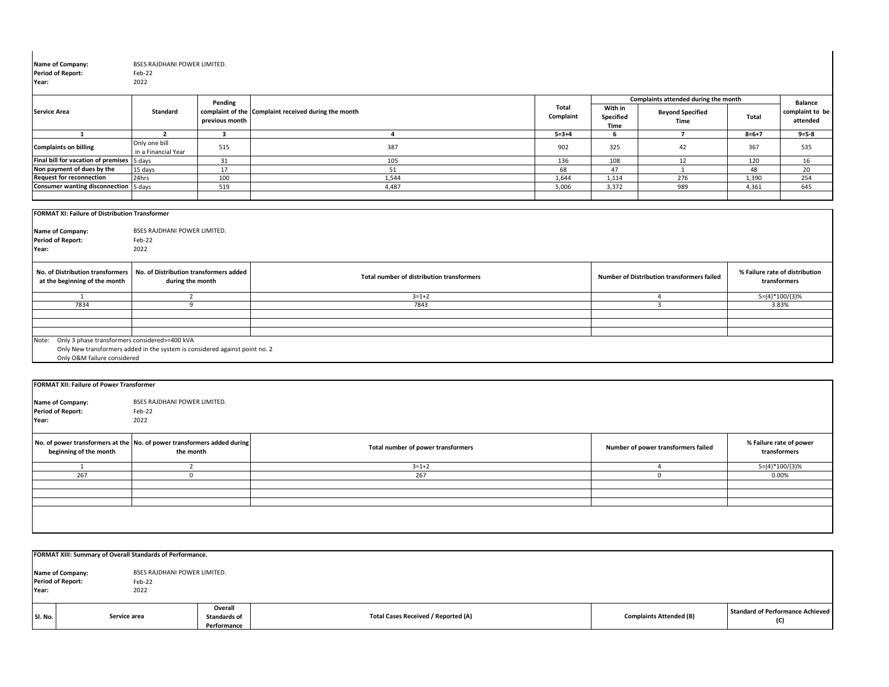**Name of Company:** BSES RAJDHANI POWER LIMITED.
**Period of Report:** Feb-22
**Year:** 2022

| Service Area | Standard | Pending complaint of the previous month | Complaint received during the month | Total Complaint | Complaints attended during the month | | | Balance complaint to be attended |
|---|---|---|---|---|---|---|---|---|
| | | | | | With in Specified Time | Beyond Specified Time | Total | |
| 1 | 2 | 3 | 4 | 5=3+4 | 6 | 7 | 8=6+7 | 9=5-8 |
| Complaints on billing | Only one bill in a Financial Year | 515 | 387 | 902 | 325 | 42 | 367 | 535 |
| Final bill for vacation of premises | 5 days | 31 | 105 | 136 | 108 | 12 | 120 | 16 |
| Non payment of dues by the | 15 days | 17 | 51 | 68 | 47 | 1 | 48 | 20 |
| Request for reconnection | 24hrs | 100 | 1,544 | 1,644 | 1,114 | 276 | 1,390 | 254 |
| Consumer wanting disconnection | 5 days | 519 | 4,487 | 5,006 | 3,372 | 989 | 4,361 | 645 |

**FORMAT XI: Failure of Distribution Transformer**

**Name of Company:** BSES RAJDHANI POWER LIMITED.
**Period of Report:** Feb-22
**Year:** 2022

| No. of Distribution transformers at the beginning of the month | No. of Distribution transformers added during the month | Total number of distribution transformers | Number of Distribution transformers failed | % Failure rate of distribution transformers |
|---|---|---|---|---|
| 1 | 2 | 3=1+2 | 4 | 5=(4)*100/(3)% |
| 7834 | 9 | 7843 | 3 | 3.83% |

Note: Only 3 phase transformers considered>=400 kVA
Only New transformers added in the system is considered against point no. 2
Only O&M failure considered

**FORMAT XII: Failure of Power Transformer**

**Name of Company:** BSES RAJDHANI POWER LIMITED.
**Period of Report:** Feb-22
**Year:** 2022

| No. of power transformers at the beginning of the month | No. of power transformers added during the month | Total number of power transformers | Number of power transformers failed | % Failure rate of power transformers |
|---|---|---|---|---|
| 1 | 2 | 3=1+2 | 4 | 5=(4)*100/(3)% |
| 267 | 0 | 267 | 0 | 0.00% |

**FORMAT XIII: Summary of Overall Standards of Performance.**

**Name of Company:** BSES RAJDHANI POWER LIMITED.
**Period of Report:** Feb-22
**Year:** 2022

| Sl. No. | Service area | Overall Standards of Performance | Total Cases Received / Reported (A) | Complaints Attended (B) | Standard of Performance Achieved (C) |
|---|---|---|---|---|---|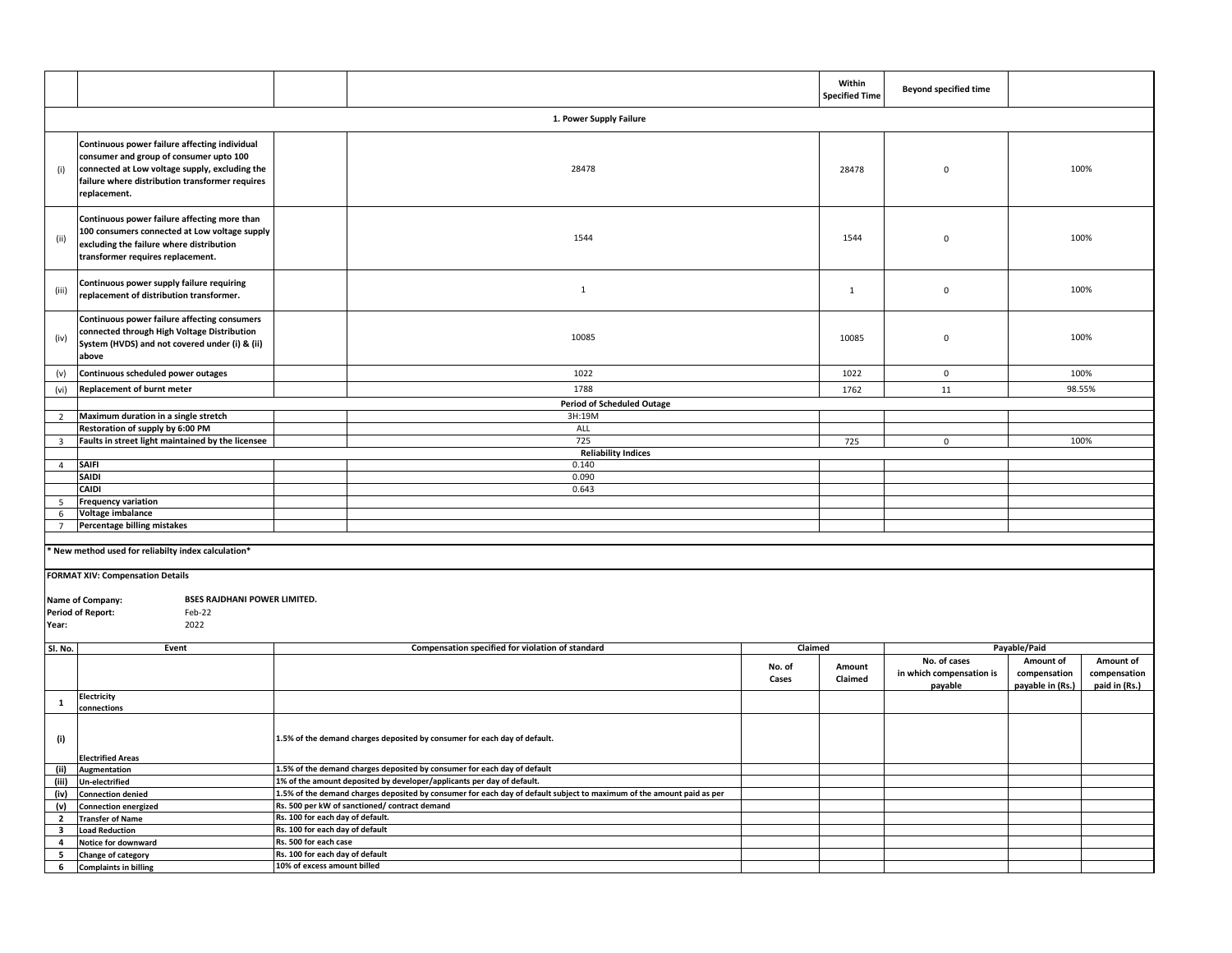| | | | | Within Specified Time | Beyond specified time | |
|---|---|---|---|---|---|---|
| **1. Power Supply Failure** | | | | | | |
| (i) | **Continuous power failure affecting individual consumer and group of consumer upto 100 connected at Low voltage supply, excluding the failure where distribution transformer requires replacement.** | | 28478 | 28478 | 0 | 100% |
| (ii) | **Continuous power failure affecting more than 100 consumers connected at Low voltage supply excluding the failure where distribution transformer requires replacement.** | | 1544 | 1544 | 0 | 100% |
| (iii) | **Continuous power supply failure requiring replacement of distribution transformer.** | | 1 | 1 | 0 | 100% |
| (iv) | **Continuous power failure affecting consumers connected through High Voltage Distribution System (HVDS) and not covered under (i) & (ii) above** | | 10085 | 10085 | 0 | 100% |
| (v) | **Continuous scheduled power outages** | | 1022 | 1022 | 0 | 100% |
| (vi) | **Replacement of burnt meter** | | 1788 | 1762 | 11 | 98.55% |
| | | | **Period of Scheduled Outage** | | | |
| 2 | **Maximum duration in a single stretch** | | 3H:19M | | | |
| | **Restoration of supply by 6:00 PM** | | ALL | | | |
| 3 | **Faults in street light maintained by the licensee** | | 725 | 725 | 0 | 100% |
| | | | **Reliability Indices** | | | |
| 4 | **SAIFI** | | 0.140 | | | |
| | **SAIDI** | | 0.090 | | | |
| | **CAIDI** | | 0.643 | | | |
| 5 | **Frequency variation** | | | | | |
| 6 | **Voltage imbalance** | | | | | |
| 7 | **Percentage billing mistakes** | | | | | |

**\* New method used for reliabilty index calculation\***

**FORMAT XIV: Compensation Details**

**Name of Company:** **BSES RAJDHANI POWER LIMITED.**
**Period of Report:** Feb-22
**Year:** 2022

| Sl. No. | Event | Compensation specified for violation of standard | Claimed | | Payable/Paid | | |
|---|---|---|---|---|---|---|---|
| | | | No. of Cases | Amount Claimed | No. of cases in which compensation is payable | Amount of compensation payable in (Rs.) | Amount of compensation paid in (Rs.) |
| **1** | **Electricity connections** | | | | | | |
| **(i)** | **Electrified Areas** | 1.5% of the demand charges deposited by consumer for each day of default. | | | | | |
| **(ii)** | **Augmentation** | 1.5% of the demand charges deposited by consumer for each day of default | | | | | |
| **(iii)** | **Un-electrified** | 1% of the amount deposited by developer/applicants per day of default. | | | | | |
| **(iv)** | **Connection denied** | 1.5% of the demand charges deposited by consumer for each day of default subject to maximum of the amount paid as per | | | | | |
| **(v)** | **Connection energized** | Rs. 500 per kW of sanctioned/ contract demand | | | | | |
| **2** | **Transfer of Name** | Rs. 100 for each day of default. | | | | | |
| **3** | **Load Reduction** | Rs. 100 for each day of default | | | | | |
| **4** | **Notice for downward** | Rs. 500 for each case | | | | | |
| **5** | **Change of category** | Rs. 100 for each day of default | | | | | |
| **6** | **Complaints in billing** | 10% of excess amount billed | | | | | |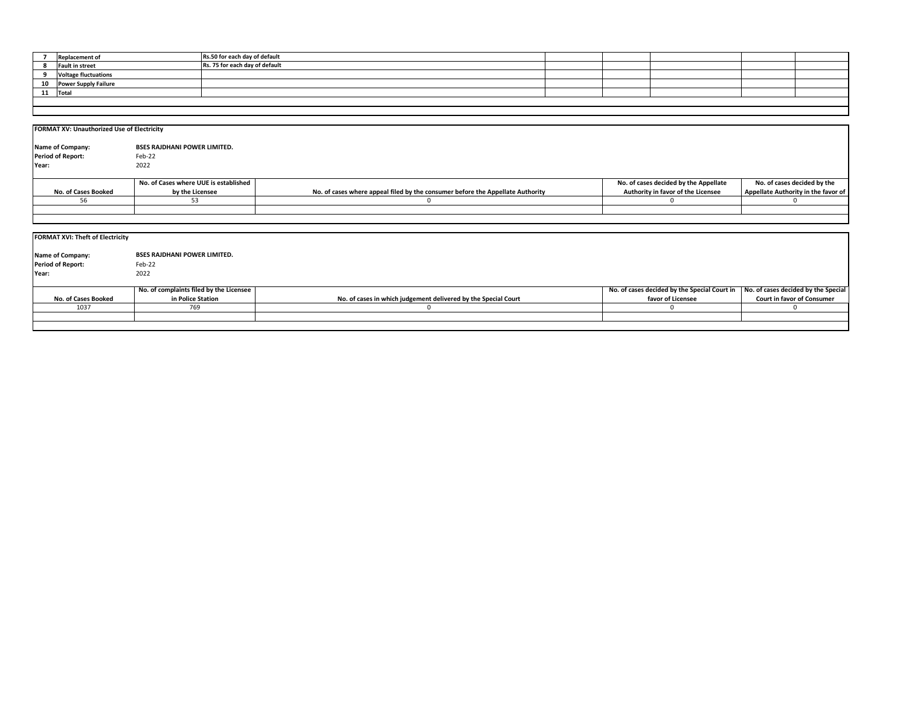| | | | | | | | | |
|---|---|---|---|---|---|---|---|---|
| 7 | Replacement of | Rs.50 for each day of default | | | | | | |
| 8 | Fault in street | Rs. 75 for each day of default | | | | | | |
| 9 | Voltage fluctuations | | | | | | | |
| 10 | Power Supply Failure | | | | | | | |
| 11 | Total | | | | | | | |

**FORMAT XV: Unauthorized Use of Electricity**

**Name of Company:** **BSES RAJDHANI POWER LIMITED.**
**Period of Report:** Feb-22
**Year:** 2022

| No. of Cases Booked | No. of Cases where UUE is established by the Licensee | No. of cases where appeal filed by the consumer before the Appellate Authority | No. of cases decided by the Appellate Authority in favor of the Licensee | No. of cases decided by the Appellate Authority in the favor of |
|---|---|---|---|---|
| 56 | 53 | 0 | 0 | 0 |

**FORMAT XVI: Theft of Electricity**

**Name of Company:** **BSES RAJDHANI POWER LIMITED.**
**Period of Report:** Feb-22
**Year:** 2022

| No. of Cases Booked | No. of complaints filed by the Licensee in Police Station | No. of cases in which judgement delivered by the Special Court | No. of cases decided by the Special Court in favor of Licensee | No. of cases decided by the Special Court in favor of Consumer |
|---|---|---|---|---|
| 1037 | 769 | 0 | 0 | 0 |